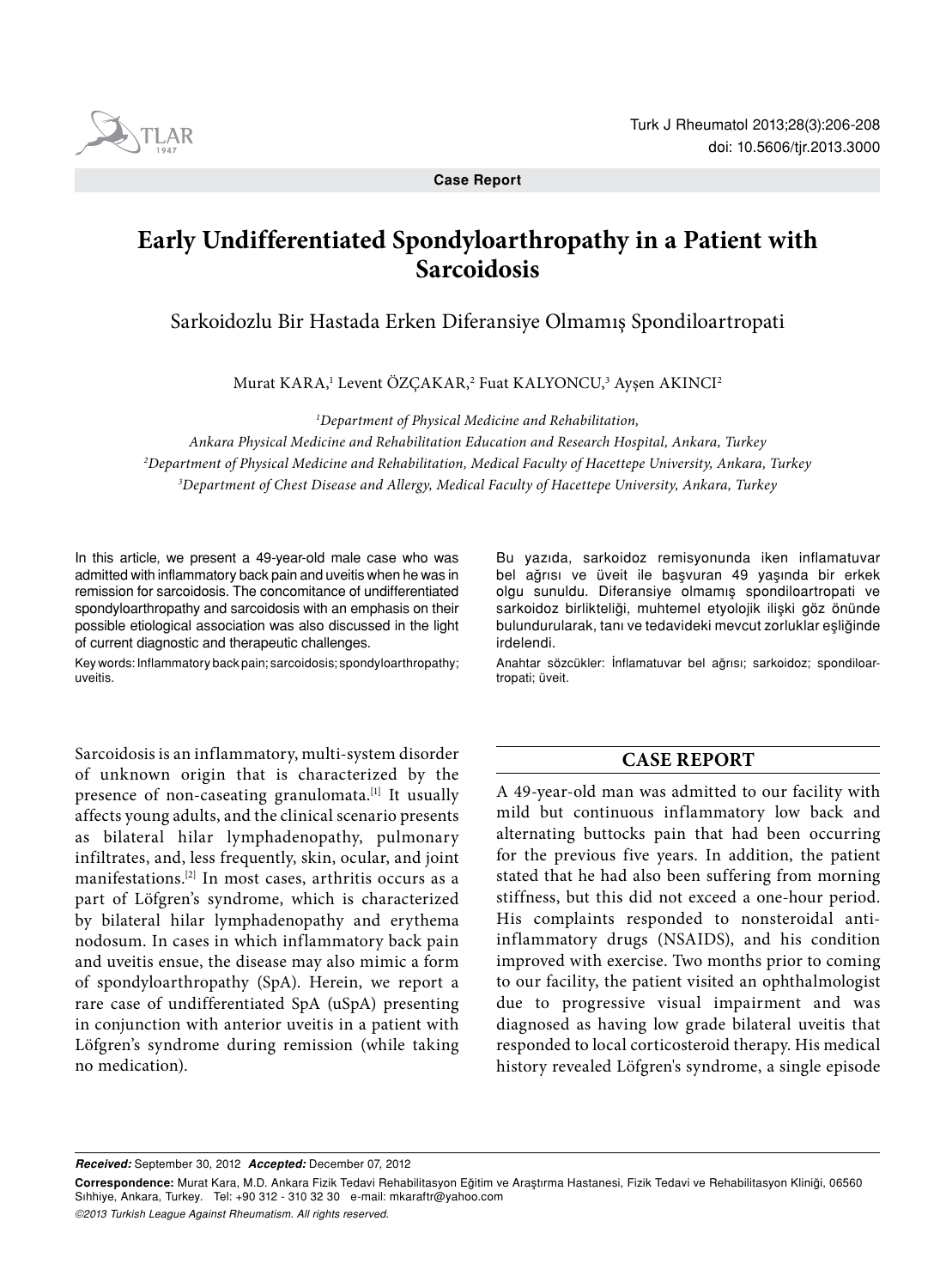Case Report

# Early Undifferentiated Spondyloarthropathy in a Patient with Sarcoidosis

## Sarkoidozlu Bir Hastada Erken Diferansiye Olmamış Spondiloartropati

Murat KARA,[1] Levent ÖZÇAKAR,[2] Fuat KALYONCU,[3] Ayşen AKINCI[2]

*[1]Department of Physical Medicine and Rehabilitation, Ankara Physical Medicine and Rehabilitation Education and Research Hospital, Ankara, Turkey*
*[2]Department of Physical Medicine and Rehabilitation, Medical Faculty of Hacettepe University, Ankara, Turkey*
*[3]Department of Chest Disease and Allergy, Medical Faculty of Hacettepe University, Ankara, Turkey*

In this article, we present a 49-year-old male case who was admitted with inflammatory back pain and uveitis when he was in remission for sarcoidosis. The concomitance of undifferentiated spondyloarthropathy and sarcoidosis with an emphasis on their possible etiological association was also discussed in the light of current diagnostic and therapeutic challenges.

Key words: Inflammatory back pain; sarcoidosis; spondyloarthropathy; uveitis.

Bu yazıda, sarkoidoz remisyonunda iken inflamatuvar bel ağrısı ve üveit ile başvuran 49 yaşında bir erkek olgu sunuldu. Diferansiye olmamış spondiloartropati ve sarkoidoz birlikteliği, muhtemel etyolojik ilişki göz önünde bulundurularak, tanı ve tedavideki mevcut zorluklar eşliğinde irdelendi.

Anahtar sözcükler: İnflamatuvar bel ağrısı; sarkoidoz; spondiloartropati; üveit.

Sarcoidosis is an inflammatory, multi-system disorder of unknown origin that is characterized by the presence of non-caseating granulomata.[1] It usually affects young adults, and the clinical scenario presents as bilateral hilar lymphadenopathy, pulmonary infiltrates, and, less frequently, skin, ocular, and joint manifestations.[2] In most cases, arthritis occurs as a part of Löfgren's syndrome, which is characterized by bilateral hilar lymphadenopathy and erythema nodosum. In cases in which inflammatory back pain and uveitis ensue, the disease may also mimic a form of spondyloarthropathy (SpA). Herein, we report a rare case of undifferentiated SpA (uSpA) presenting in conjunction with anterior uveitis in a patient with Löfgren's syndrome during remission (while taking no medication).

## CASE REPORT

A 49-year-old man was admitted to our facility with mild but continuous inflammatory low back and alternating buttocks pain that had been occurring for the previous five years. In addition, the patient stated that he had also been suffering from morning stiffness, but this did not exceed a one-hour period. His complaints responded to nonsteroidal anti-inflammatory drugs (NSAIDS), and his condition improved with exercise. Two months prior to coming to our facility, the patient visited an ophthalmologist due to progressive visual impairment and was diagnosed as having low grade bilateral uveitis that responded to local corticosteroid therapy. His medical history revealed Löfgren's syndrome, a single episode

***Received:*** September 30, 2012 ***Accepted:*** December 07, 2012

**Correspondence:** Murat Kara, M.D. Ankara Fizik Tedavi Rehabilitasyon Eğitim ve Araştırma Hastanesi, Fizik Tedavi ve Rehabilitasyon Kliniği, 06560 Sıhhiye, Ankara, Turkey. Tel: +90 312 - 310 32 30 e-mail: mkaraftr@yahoo.com

*©2013 Turkish League Against Rheumatism. All rights reserved.*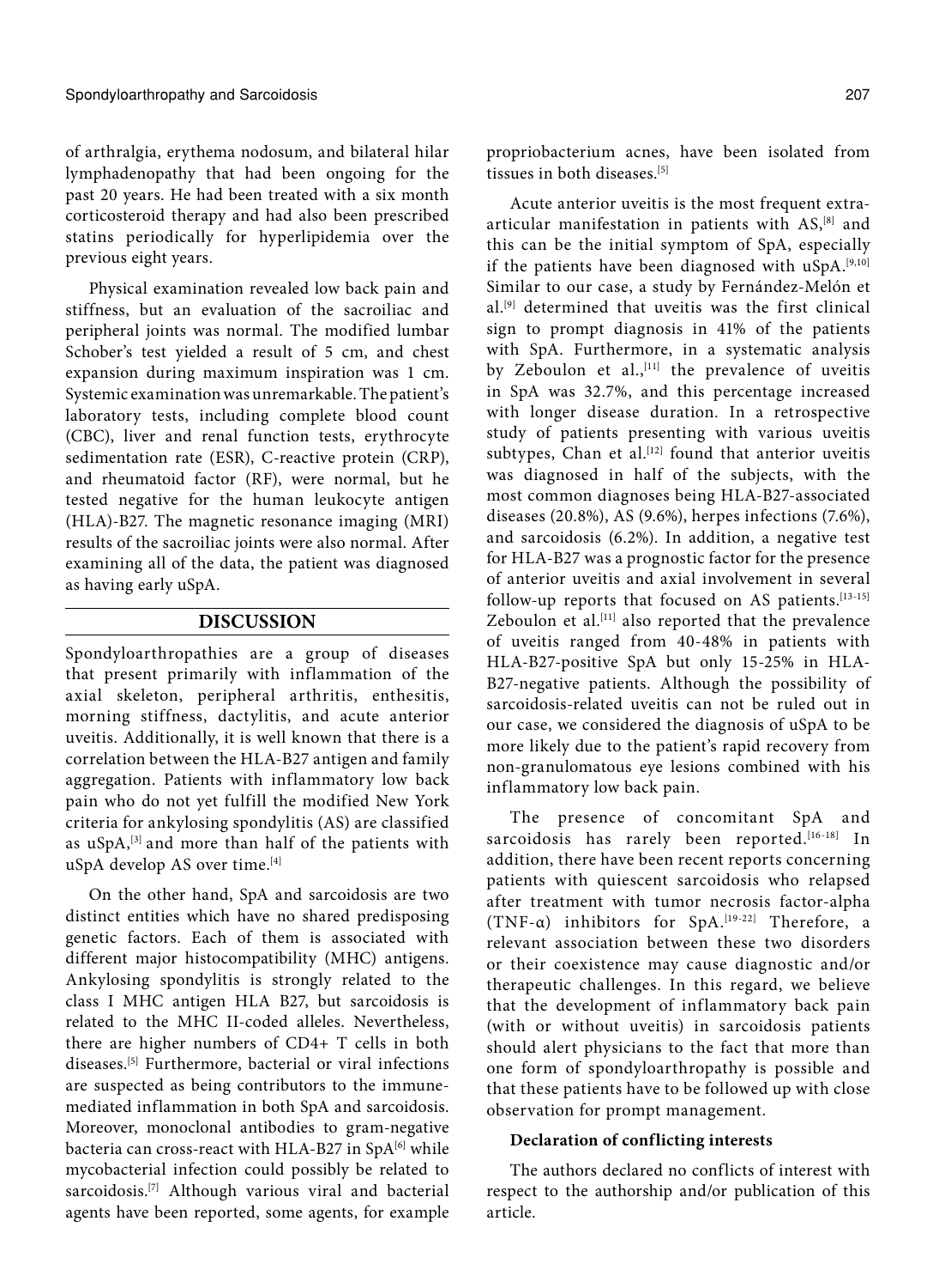of arthralgia, erythema nodosum, and bilateral hilar lymphadenopathy that had been ongoing for the past 20 years. He had been treated with a six month corticosteroid therapy and had also been prescribed statins periodically for hyperlipidemia over the previous eight years.

Physical examination revealed low back pain and stiffness, but an evaluation of the sacroiliac and peripheral joints was normal. The modified lumbar Schober's test yielded a result of 5 cm, and chest expansion during maximum inspiration was 1 cm. Systemic examination was unremarkable. The patient's laboratory tests, including complete blood count (CBC), liver and renal function tests, erythrocyte sedimentation rate (ESR), C-reactive protein (CRP), and rheumatoid factor (RF), were normal, but he tested negative for the human leukocyte antigen (HLA)-B27. The magnetic resonance imaging (MRI) results of the sacroiliac joints were also normal. After examining all of the data, the patient was diagnosed as having early uSpA.

## DISCUSSION

Spondyloarthropathies are a group of diseases that present primarily with inflammation of the axial skeleton, peripheral arthritis, enthesitis, morning stiffness, dactylitis, and acute anterior uveitis. Additionally, it is well known that there is a correlation between the HLA-B27 antigen and family aggregation. Patients with inflammatory low back pain who do not yet fulfill the modified New York criteria for ankylosing spondylitis (AS) are classified as uSpA,[3] and more than half of the patients with uSpA develop AS over time.[4]

On the other hand, SpA and sarcoidosis are two distinct entities which have no shared predisposing genetic factors. Each of them is associated with different major histocompatibility (MHC) antigens. Ankylosing spondylitis is strongly related to the class I MHC antigen HLA B27, but sarcoidosis is related to the MHC II-coded alleles. Nevertheless, there are higher numbers of CD4+ T cells in both diseases.[5] Furthermore, bacterial or viral infections are suspected as being contributors to the immune-mediated inflammation in both SpA and sarcoidosis. Moreover, monoclonal antibodies to gram-negative bacteria can cross-react with HLA-B27 in SpA[6] while mycobacterial infection could possibly be related to sarcoidosis.[7] Although various viral and bacterial agents have been reported, some agents, for example propriobacterium acnes, have been isolated from tissues in both diseases.[5]

Acute anterior uveitis is the most frequent extra-articular manifestation in patients with AS,[8] and this can be the initial symptom of SpA, especially if the patients have been diagnosed with uSpA.[9,10] Similar to our case, a study by Fernández-Melón et al.[9] determined that uveitis was the first clinical sign to prompt diagnosis in 41% of the patients with SpA. Furthermore, in a systematic analysis by Zeboulon et al.,[11] the prevalence of uveitis in SpA was 32.7%, and this percentage increased with longer disease duration. In a retrospective study of patients presenting with various uveitis subtypes, Chan et al.[12] found that anterior uveitis was diagnosed in half of the subjects, with the most common diagnoses being HLA-B27-associated diseases (20.8%), AS (9.6%), herpes infections (7.6%), and sarcoidosis (6.2%). In addition, a negative test for HLA-B27 was a prognostic factor for the presence of anterior uveitis and axial involvement in several follow-up reports that focused on AS patients.[13-15] Zeboulon et al.[11] also reported that the prevalence of uveitis ranged from 40-48% in patients with HLA-B27-positive SpA but only 15-25% in HLA-B27-negative patients. Although the possibility of sarcoidosis-related uveitis can not be ruled out in our case, we considered the diagnosis of uSpA to be more likely due to the patient's rapid recovery from non-granulomatous eye lesions combined with his inflammatory low back pain.

The presence of concomitant SpA and sarcoidosis has rarely been reported.[16-18] In addition, there have been recent reports concerning patients with quiescent sarcoidosis who relapsed after treatment with tumor necrosis factor-alpha (TNF-α) inhibitors for SpA.[19-22] Therefore, a relevant association between these two disorders or their coexistence may cause diagnostic and/or therapeutic challenges. In this regard, we believe that the development of inflammatory back pain (with or without uveitis) in sarcoidosis patients should alert physicians to the fact that more than one form of spondyloarthropathy is possible and that these patients have to be followed up with close observation for prompt management.

**Declaration of conflicting interests**

The authors declared no conflicts of interest with respect to the authorship and/or publication of this article.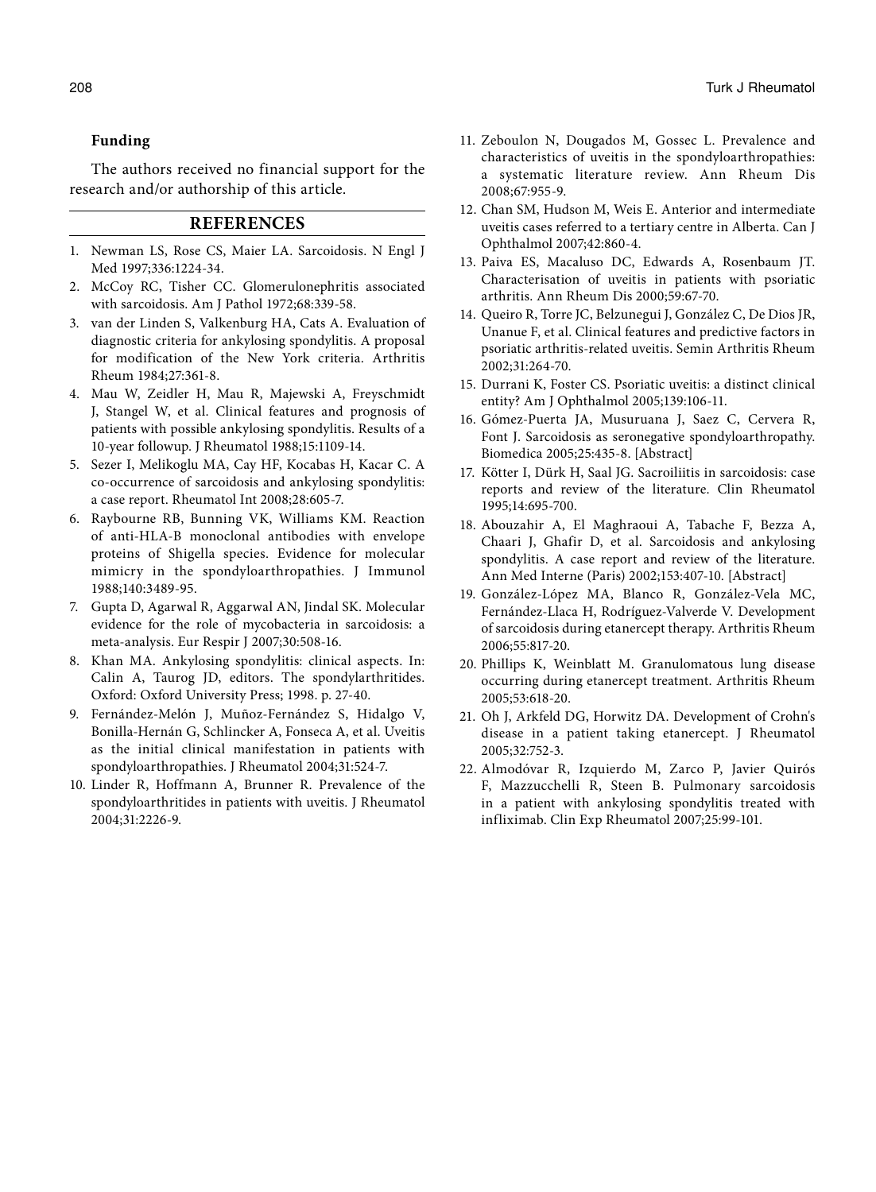## Funding

The authors received no financial support for the research and/or authorship of this article.

## REFERENCES

1. Newman LS, Rose CS, Maier LA. Sarcoidosis. N Engl J Med 1997;336:1224-34.
2. McCoy RC, Tisher CC. Glomerulonephritis associated with sarcoidosis. Am J Pathol 1972;68:339-58.
3. van der Linden S, Valkenburg HA, Cats A. Evaluation of diagnostic criteria for ankylosing spondylitis. A proposal for modification of the New York criteria. Arthritis Rheum 1984;27:361-8.
4. Mau W, Zeidler H, Mau R, Majewski A, Freyschmidt J, Stangel W, et al. Clinical features and prognosis of patients with possible ankylosing spondylitis. Results of a 10-year followup. J Rheumatol 1988;15:1109-14.
5. Sezer I, Melikoglu MA, Cay HF, Kocabas H, Kacar C. A co-occurrence of sarcoidosis and ankylosing spondylitis: a case report. Rheumatol Int 2008;28:605-7.
6. Raybourne RB, Bunning VK, Williams KM. Reaction of anti-HLA-B monoclonal antibodies with envelope proteins of Shigella species. Evidence for molecular mimicry in the spondyloarthropathies. J Immunol 1988;140:3489-95.
7. Gupta D, Agarwal R, Aggarwal AN, Jindal SK. Molecular evidence for the role of mycobacteria in sarcoidosis: a meta-analysis. Eur Respir J 2007;30:508-16.
8. Khan MA. Ankylosing spondylitis: clinical aspects. In: Calin A, Taurog JD, editors. The spondylarthritides. Oxford: Oxford University Press; 1998. p. 27-40.
9. Fernández-Melón J, Muñoz-Fernández S, Hidalgo V, Bonilla-Hernán G, Schlincker A, Fonseca A, et al. Uveitis as the initial clinical manifestation in patients with spondyloarthropathies. J Rheumatol 2004;31:524-7.
10. Linder R, Hoffmann A, Brunner R. Prevalence of the spondyloarthritides in patients with uveitis. J Rheumatol 2004;31:2226-9.
11. Zeboulon N, Dougados M, Gossec L. Prevalence and characteristics of uveitis in the spondyloarthropathies: a systematic literature review. Ann Rheum Dis 2008;67:955-9.
12. Chan SM, Hudson M, Weis E. Anterior and intermediate uveitis cases referred to a tertiary centre in Alberta. Can J Ophthalmol 2007;42:860-4.
13. Paiva ES, Macaluso DC, Edwards A, Rosenbaum JT. Characterisation of uveitis in patients with psoriatic arthritis. Ann Rheum Dis 2000;59:67-70.
14. Queiro R, Torre JC, Belzunegui J, González C, De Dios JR, Unanue F, et al. Clinical features and predictive factors in psoriatic arthritis-related uveitis. Semin Arthritis Rheum 2002;31:264-70.
15. Durrani K, Foster CS. Psoriatic uveitis: a distinct clinical entity? Am J Ophthalmol 2005;139:106-11.
16. Gómez-Puerta JA, Musuruana J, Saez C, Cervera R, Font J. Sarcoidosis as seronegative spondyloarthropathy. Biomedica 2005;25:435-8. [Abstract]
17. Kötter I, Dürk H, Saal JG. Sacroiliitis in sarcoidosis: case reports and review of the literature. Clin Rheumatol 1995;14:695-700.
18. Abouzahir A, El Maghraoui A, Tabache F, Bezza A, Chaari J, Ghafir D, et al. Sarcoidosis and ankylosing spondylitis. A case report and review of the literature. Ann Med Interne (Paris) 2002;153:407-10. [Abstract]
19. González-López MA, Blanco R, González-Vela MC, Fernández-Llaca H, Rodríguez-Valverde V. Development of sarcoidosis during etanercept therapy. Arthritis Rheum 2006;55:817-20.
20. Phillips K, Weinblatt M. Granulomatous lung disease occurring during etanercept treatment. Arthritis Rheum 2005;53:618-20.
21. Oh J, Arkfeld DG, Horwitz DA. Development of Crohn's disease in a patient taking etanercept. J Rheumatol 2005;32:752-3.
22. Almodóvar R, Izquierdo M, Zarco P, Javier Quirós F, Mazzucchelli R, Steen B. Pulmonary sarcoidosis in a patient with ankylosing spondylitis treated with infliximab. Clin Exp Rheumatol 2007;25:99-101.